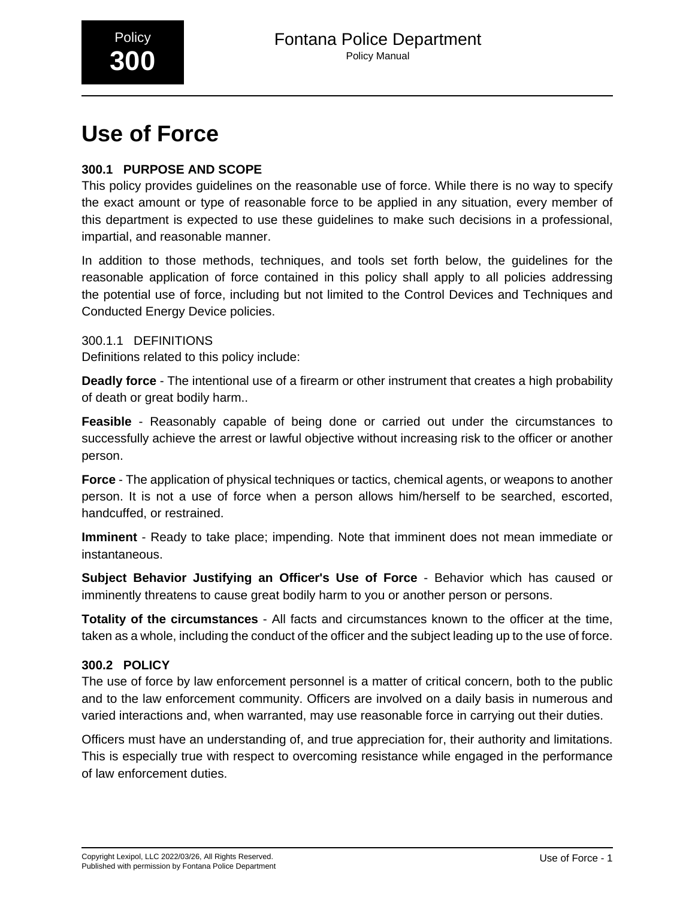Policy **300**

Fontana Police Department
Policy Manual

# Use of Force

## 300.1 PURPOSE AND SCOPE

This policy provides guidelines on the reasonable use of force. While there is no way to specify the exact amount or type of reasonable force to be applied in any situation, every member of this department is expected to use these guidelines to make such decisions in a professional, impartial, and reasonable manner.

In addition to those methods, techniques, and tools set forth below, the guidelines for the reasonable application of force contained in this policy shall apply to all policies addressing the potential use of force, including but not limited to the Control Devices and Techniques and Conducted Energy Device policies.

### 300.1.1 DEFINITIONS

Definitions related to this policy include:

**Deadly force** - The intentional use of a firearm or other instrument that creates a high probability of death or great bodily harm..

**Feasible** - Reasonably capable of being done or carried out under the circumstances to successfully achieve the arrest or lawful objective without increasing risk to the officer or another person.

**Force** - The application of physical techniques or tactics, chemical agents, or weapons to another person. It is not a use of force when a person allows him/herself to be searched, escorted, handcuffed, or restrained.

**Imminent** - Ready to take place; impending. Note that imminent does not mean immediate or instantaneous.

**Subject Behavior Justifying an Officer's Use of Force** - Behavior which has caused or imminently threatens to cause great bodily harm to you or another person or persons.

**Totality of the circumstances** - All facts and circumstances known to the officer at the time, taken as a whole, including the conduct of the officer and the subject leading up to the use of force.

## 300.2 POLICY

The use of force by law enforcement personnel is a matter of critical concern, both to the public and to the law enforcement community. Officers are involved on a daily basis in numerous and varied interactions and, when warranted, may use reasonable force in carrying out their duties.

Officers must have an understanding of, and true appreciation for, their authority and limitations. This is especially true with respect to overcoming resistance while engaged in the performance of law enforcement duties.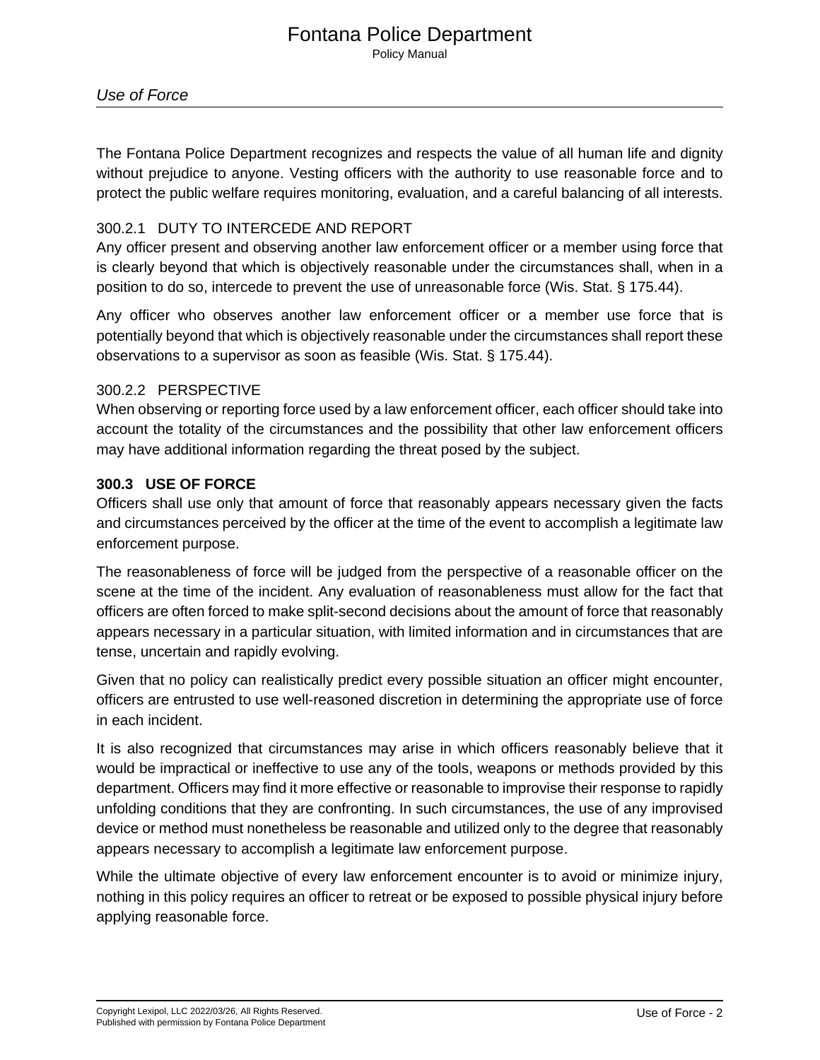The Fontana Police Department recognizes and respects the value of all human life and dignity without prejudice to anyone. Vesting officers with the authority to use reasonable force and to protect the public welfare requires monitoring, evaluation, and a careful balancing of all interests.

### 300.2.1 DUTY TO INTERCEDE AND REPORT

Any officer present and observing another law enforcement officer or a member using force that is clearly beyond that which is objectively reasonable under the circumstances shall, when in a position to do so, intercede to prevent the use of unreasonable force (Wis. Stat. § 175.44).

Any officer who observes another law enforcement officer or a member use force that is potentially beyond that which is objectively reasonable under the circumstances shall report these observations to a supervisor as soon as feasible (Wis. Stat. § 175.44).

### 300.2.2 PERSPECTIVE

When observing or reporting force used by a law enforcement officer, each officer should take into account the totality of the circumstances and the possibility that other law enforcement officers may have additional information regarding the threat posed by the subject.

## 300.3 USE OF FORCE

Officers shall use only that amount of force that reasonably appears necessary given the facts and circumstances perceived by the officer at the time of the event to accomplish a legitimate law enforcement purpose.

The reasonableness of force will be judged from the perspective of a reasonable officer on the scene at the time of the incident. Any evaluation of reasonableness must allow for the fact that officers are often forced to make split-second decisions about the amount of force that reasonably appears necessary in a particular situation, with limited information and in circumstances that are tense, uncertain and rapidly evolving.

Given that no policy can realistically predict every possible situation an officer might encounter, officers are entrusted to use well-reasoned discretion in determining the appropriate use of force in each incident.

It is also recognized that circumstances may arise in which officers reasonably believe that it would be impractical or ineffective to use any of the tools, weapons or methods provided by this department. Officers may find it more effective or reasonable to improvise their response to rapidly unfolding conditions that they are confronting. In such circumstances, the use of any improvised device or method must nonetheless be reasonable and utilized only to the degree that reasonably appears necessary to accomplish a legitimate law enforcement purpose.

While the ultimate objective of every law enforcement encounter is to avoid or minimize injury, nothing in this policy requires an officer to retreat or be exposed to possible physical injury before applying reasonable force.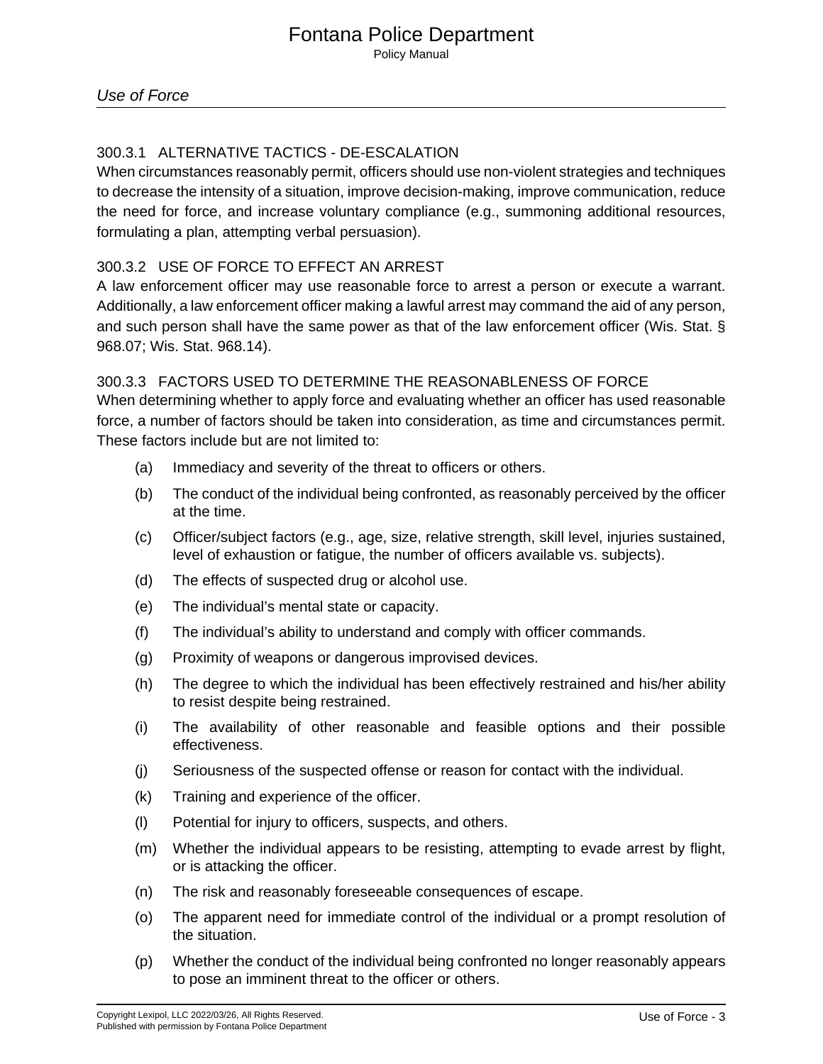### 300.3.1 ALTERNATIVE TACTICS - DE-ESCALATION

When circumstances reasonably permit, officers should use non-violent strategies and techniques to decrease the intensity of a situation, improve decision-making, improve communication, reduce the need for force, and increase voluntary compliance (e.g., summoning additional resources, formulating a plan, attempting verbal persuasion).

### 300.3.2 USE OF FORCE TO EFFECT AN ARREST

A law enforcement officer may use reasonable force to arrest a person or execute a warrant. Additionally, a law enforcement officer making a lawful arrest may command the aid of any person, and such person shall have the same power as that of the law enforcement officer (Wis. Stat. § 968.07; Wis. Stat. 968.14).

### 300.3.3 FACTORS USED TO DETERMINE THE REASONABLENESS OF FORCE

When determining whether to apply force and evaluating whether an officer has used reasonable force, a number of factors should be taken into consideration, as time and circumstances permit. These factors include but are not limited to:

(a) Immediacy and severity of the threat to officers or others.

(b) The conduct of the individual being confronted, as reasonably perceived by the officer at the time.

(c) Officer/subject factors (e.g., age, size, relative strength, skill level, injuries sustained, level of exhaustion or fatigue, the number of officers available vs. subjects).

(d) The effects of suspected drug or alcohol use.

(e) The individual's mental state or capacity.

(f) The individual's ability to understand and comply with officer commands.

(g) Proximity of weapons or dangerous improvised devices.

(h) The degree to which the individual has been effectively restrained and his/her ability to resist despite being restrained.

(i) The availability of other reasonable and feasible options and their possible effectiveness.

(j) Seriousness of the suspected offense or reason for contact with the individual.

(k) Training and experience of the officer.

(l) Potential for injury to officers, suspects, and others.

(m) Whether the individual appears to be resisting, attempting to evade arrest by flight, or is attacking the officer.

(n) The risk and reasonably foreseeable consequences of escape.

(o) The apparent need for immediate control of the individual or a prompt resolution of the situation.

(p) Whether the conduct of the individual being confronted no longer reasonably appears to pose an imminent threat to the officer or others.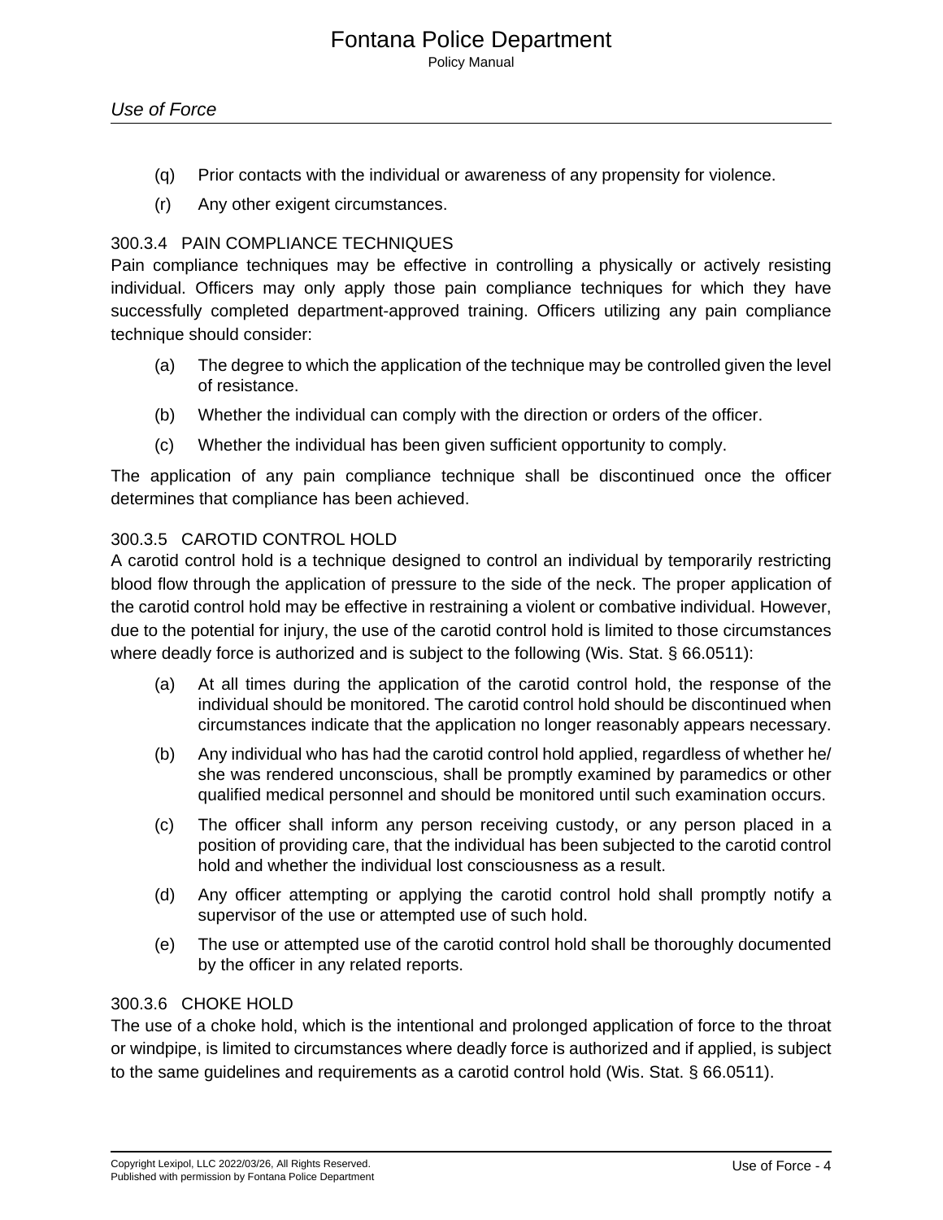(q) Prior contacts with the individual or awareness of any propensity for violence.

(r) Any other exigent circumstances.

### 300.3.4 PAIN COMPLIANCE TECHNIQUES

Pain compliance techniques may be effective in controlling a physically or actively resisting individual. Officers may only apply those pain compliance techniques for which they have successfully completed department-approved training. Officers utilizing any pain compliance technique should consider:

(a) The degree to which the application of the technique may be controlled given the level of resistance.

(b) Whether the individual can comply with the direction or orders of the officer.

(c) Whether the individual has been given sufficient opportunity to comply.

The application of any pain compliance technique shall be discontinued once the officer determines that compliance has been achieved.

### 300.3.5 CAROTID CONTROL HOLD

A carotid control hold is a technique designed to control an individual by temporarily restricting blood flow through the application of pressure to the side of the neck. The proper application of the carotid control hold may be effective in restraining a violent or combative individual. However, due to the potential for injury, the use of the carotid control hold is limited to those circumstances where deadly force is authorized and is subject to the following (Wis. Stat. § 66.0511):

(a) At all times during the application of the carotid control hold, the response of the individual should be monitored. The carotid control hold should be discontinued when circumstances indicate that the application no longer reasonably appears necessary.

(b) Any individual who has had the carotid control hold applied, regardless of whether he/she was rendered unconscious, shall be promptly examined by paramedics or other qualified medical personnel and should be monitored until such examination occurs.

(c) The officer shall inform any person receiving custody, or any person placed in a position of providing care, that the individual has been subjected to the carotid control hold and whether the individual lost consciousness as a result.

(d) Any officer attempting or applying the carotid control hold shall promptly notify a supervisor of the use or attempted use of such hold.

(e) The use or attempted use of the carotid control hold shall be thoroughly documented by the officer in any related reports.

### 300.3.6 CHOKE HOLD

The use of a choke hold, which is the intentional and prolonged application of force to the throat or windpipe, is limited to circumstances where deadly force is authorized and if applied, is subject to the same guidelines and requirements as a carotid control hold (Wis. Stat. § 66.0511).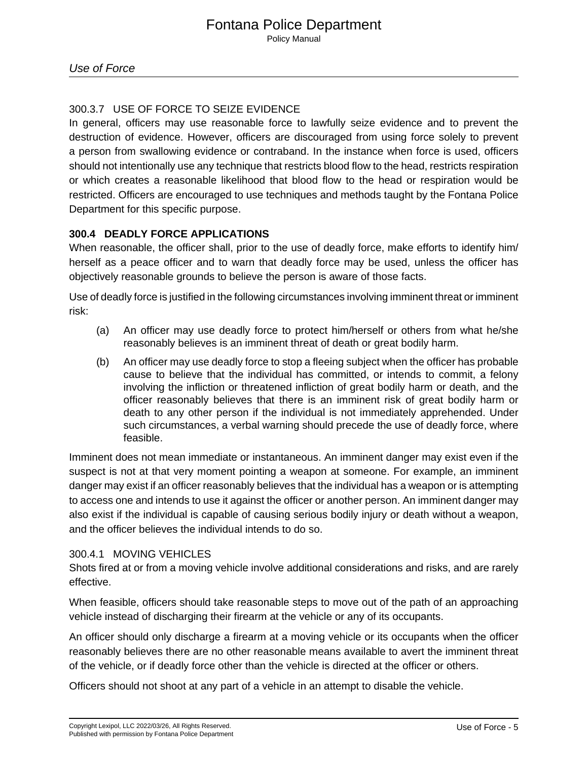#### 300.3.7 USE OF FORCE TO SEIZE EVIDENCE

In general, officers may use reasonable force to lawfully seize evidence and to prevent the destruction of evidence. However, officers are discouraged from using force solely to prevent a person from swallowing evidence or contraband. In the instance when force is used, officers should not intentionally use any technique that restricts blood flow to the head, restricts respiration or which creates a reasonable likelihood that blood flow to the head or respiration would be restricted. Officers are encouraged to use techniques and methods taught by the Fontana Police Department for this specific purpose.

### 300.4 DEADLY FORCE APPLICATIONS

When reasonable, the officer shall, prior to the use of deadly force, make efforts to identify him/herself as a peace officer and to warn that deadly force may be used, unless the officer has objectively reasonable grounds to believe the person is aware of those facts.

Use of deadly force is justified in the following circumstances involving imminent threat or imminent risk:

(a) An officer may use deadly force to protect him/herself or others from what he/she reasonably believes is an imminent threat of death or great bodily harm.

(b) An officer may use deadly force to stop a fleeing subject when the officer has probable cause to believe that the individual has committed, or intends to commit, a felony involving the infliction or threatened infliction of great bodily harm or death, and the officer reasonably believes that there is an imminent risk of great bodily harm or death to any other person if the individual is not immediately apprehended. Under such circumstances, a verbal warning should precede the use of deadly force, where feasible.

Imminent does not mean immediate or instantaneous. An imminent danger may exist even if the suspect is not at that very moment pointing a weapon at someone. For example, an imminent danger may exist if an officer reasonably believes that the individual has a weapon or is attempting to access one and intends to use it against the officer or another person. An imminent danger may also exist if the individual is capable of causing serious bodily injury or death without a weapon, and the officer believes the individual intends to do so.

#### 300.4.1 MOVING VEHICLES

Shots fired at or from a moving vehicle involve additional considerations and risks, and are rarely effective.

When feasible, officers should take reasonable steps to move out of the path of an approaching vehicle instead of discharging their firearm at the vehicle or any of its occupants.

An officer should only discharge a firearm at a moving vehicle or its occupants when the officer reasonably believes there are no other reasonable means available to avert the imminent threat of the vehicle, or if deadly force other than the vehicle is directed at the officer or others.

Officers should not shoot at any part of a vehicle in an attempt to disable the vehicle.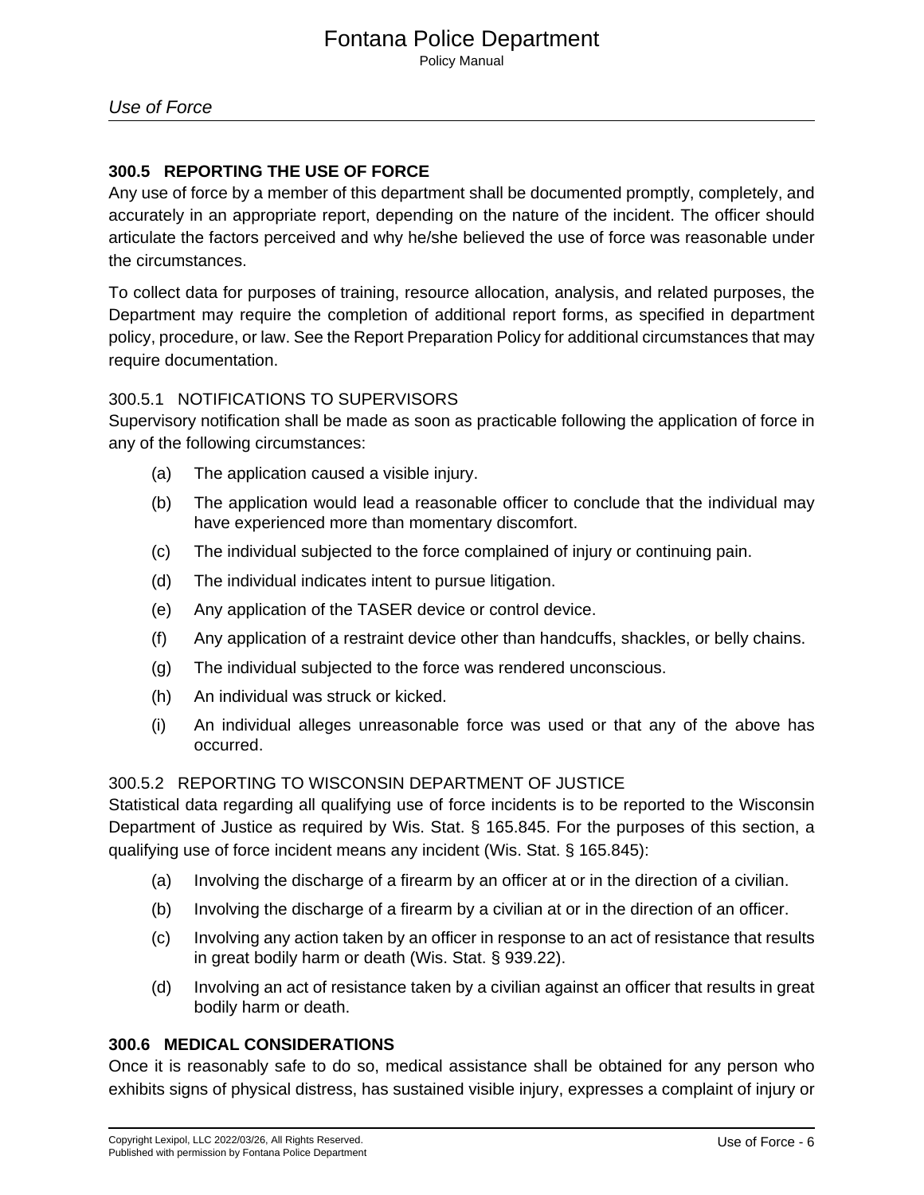## 300.5 REPORTING THE USE OF FORCE

Any use of force by a member of this department shall be documented promptly, completely, and accurately in an appropriate report, depending on the nature of the incident. The officer should articulate the factors perceived and why he/she believed the use of force was reasonable under the circumstances.

To collect data for purposes of training, resource allocation, analysis, and related purposes, the Department may require the completion of additional report forms, as specified in department policy, procedure, or law. See the Report Preparation Policy for additional circumstances that may require documentation.

### 300.5.1 NOTIFICATIONS TO SUPERVISORS

Supervisory notification shall be made as soon as practicable following the application of force in any of the following circumstances:

(a) The application caused a visible injury.

(b) The application would lead a reasonable officer to conclude that the individual may have experienced more than momentary discomfort.

(c) The individual subjected to the force complained of injury or continuing pain.

(d) The individual indicates intent to pursue litigation.

(e) Any application of the TASER device or control device.

(f) Any application of a restraint device other than handcuffs, shackles, or belly chains.

(g) The individual subjected to the force was rendered unconscious.

(h) An individual was struck or kicked.

(i) An individual alleges unreasonable force was used or that any of the above has occurred.

### 300.5.2 REPORTING TO WISCONSIN DEPARTMENT OF JUSTICE

Statistical data regarding all qualifying use of force incidents is to be reported to the Wisconsin Department of Justice as required by Wis. Stat. § 165.845. For the purposes of this section, a qualifying use of force incident means any incident (Wis. Stat. § 165.845):

(a) Involving the discharge of a firearm by an officer at or in the direction of a civilian.

(b) Involving the discharge of a firearm by a civilian at or in the direction of an officer.

(c) Involving any action taken by an officer in response to an act of resistance that results in great bodily harm or death (Wis. Stat. § 939.22).

(d) Involving an act of resistance taken by a civilian against an officer that results in great bodily harm or death.

## 300.6 MEDICAL CONSIDERATIONS

Once it is reasonably safe to do so, medical assistance shall be obtained for any person who exhibits signs of physical distress, has sustained visible injury, expresses a complaint of injury or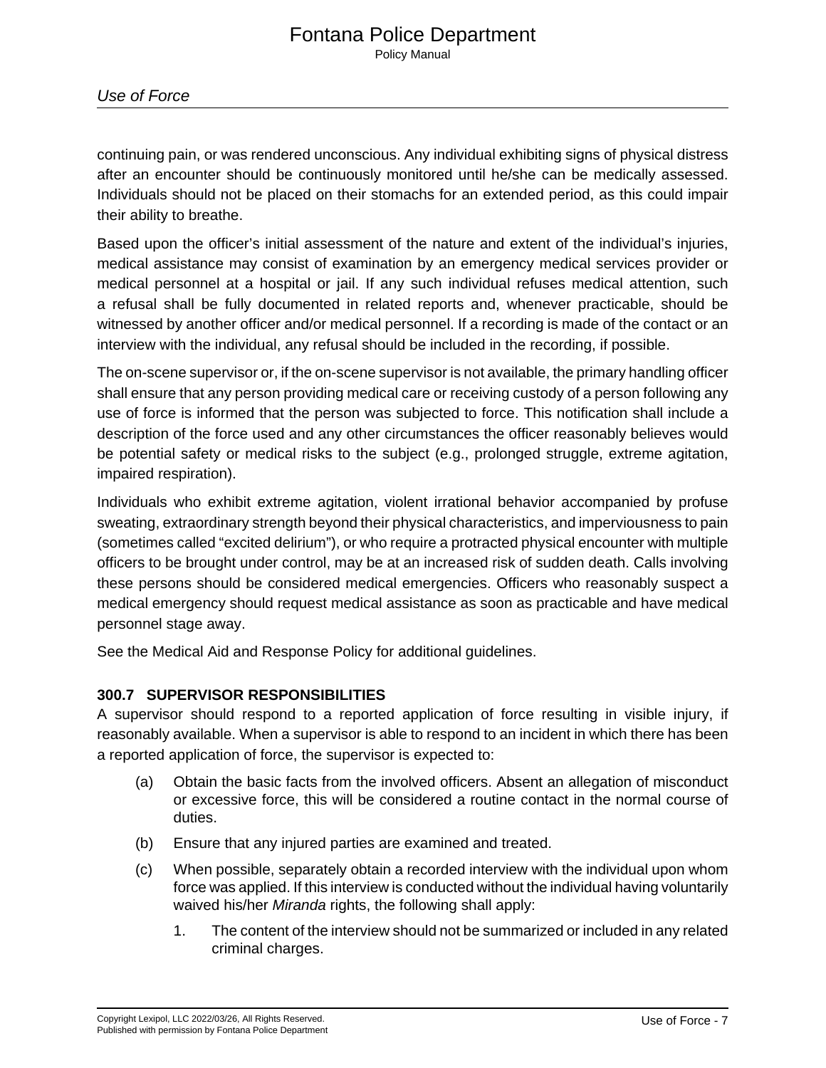continuing pain, or was rendered unconscious. Any individual exhibiting signs of physical distress after an encounter should be continuously monitored until he/she can be medically assessed. Individuals should not be placed on their stomachs for an extended period, as this could impair their ability to breathe.

Based upon the officer's initial assessment of the nature and extent of the individual's injuries, medical assistance may consist of examination by an emergency medical services provider or medical personnel at a hospital or jail. If any such individual refuses medical attention, such a refusal shall be fully documented in related reports and, whenever practicable, should be witnessed by another officer and/or medical personnel. If a recording is made of the contact or an interview with the individual, any refusal should be included in the recording, if possible.

The on-scene supervisor or, if the on-scene supervisor is not available, the primary handling officer shall ensure that any person providing medical care or receiving custody of a person following any use of force is informed that the person was subjected to force. This notification shall include a description of the force used and any other circumstances the officer reasonably believes would be potential safety or medical risks to the subject (e.g., prolonged struggle, extreme agitation, impaired respiration).

Individuals who exhibit extreme agitation, violent irrational behavior accompanied by profuse sweating, extraordinary strength beyond their physical characteristics, and imperviousness to pain (sometimes called "excited delirium"), or who require a protracted physical encounter with multiple officers to be brought under control, may be at an increased risk of sudden death. Calls involving these persons should be considered medical emergencies. Officers who reasonably suspect a medical emergency should request medical assistance as soon as practicable and have medical personnel stage away.

See the Medical Aid and Response Policy for additional guidelines.

### 300.7 SUPERVISOR RESPONSIBILITIES

A supervisor should respond to a reported application of force resulting in visible injury, if reasonably available. When a supervisor is able to respond to an incident in which there has been a reported application of force, the supervisor is expected to:

(a) Obtain the basic facts from the involved officers. Absent an allegation of misconduct or excessive force, this will be considered a routine contact in the normal course of duties.

(b) Ensure that any injured parties are examined and treated.

(c) When possible, separately obtain a recorded interview with the individual upon whom force was applied. If this interview is conducted without the individual having voluntarily waived his/her *Miranda* rights, the following shall apply:

1. The content of the interview should not be summarized or included in any related criminal charges.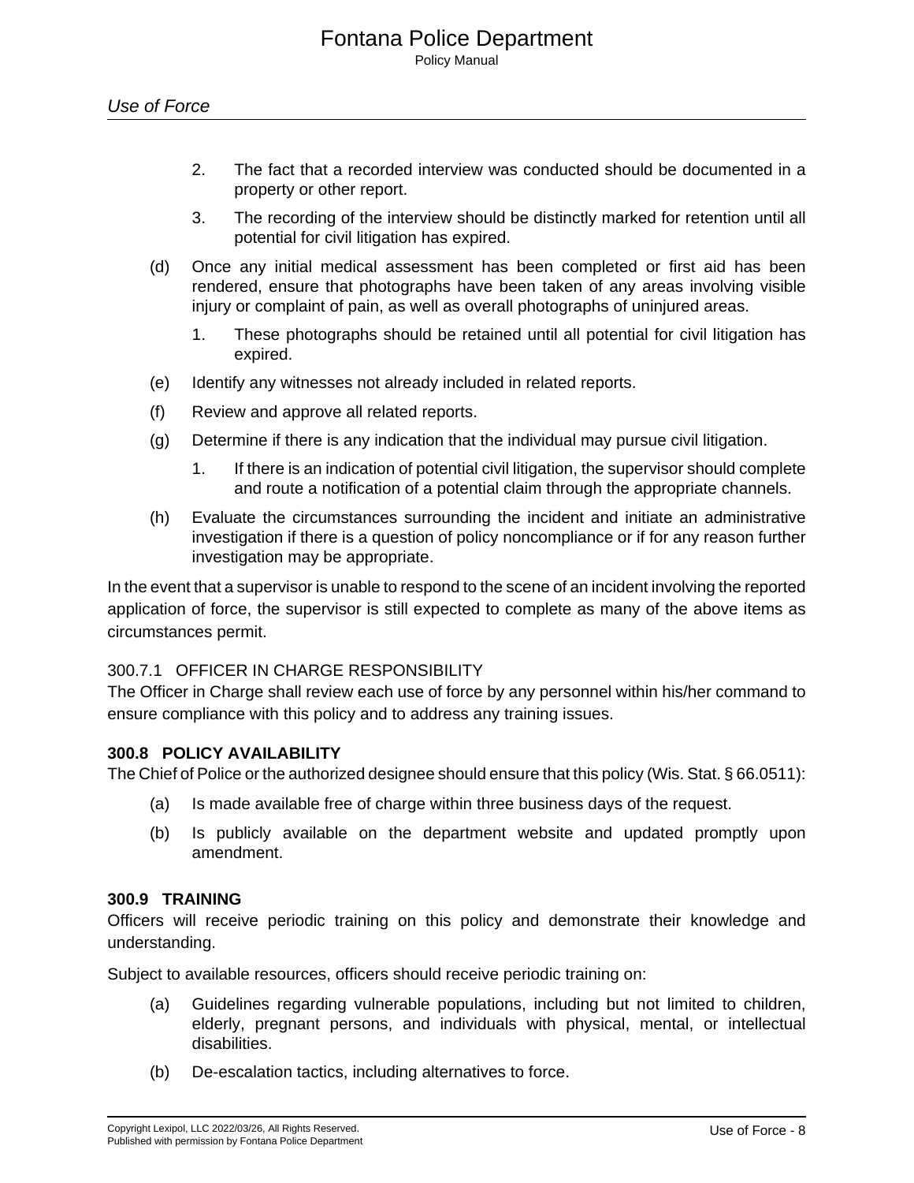2. The fact that a recorded interview was conducted should be documented in a property or other report.

3. The recording of the interview should be distinctly marked for retention until all potential for civil litigation has expired.

(d) Once any initial medical assessment has been completed or first aid has been rendered, ensure that photographs have been taken of any areas involving visible injury or complaint of pain, as well as overall photographs of uninjured areas.

1. These photographs should be retained until all potential for civil litigation has expired.

(e) Identify any witnesses not already included in related reports.

(f) Review and approve all related reports.

(g) Determine if there is any indication that the individual may pursue civil litigation.

1. If there is an indication of potential civil litigation, the supervisor should complete and route a notification of a potential claim through the appropriate channels.

(h) Evaluate the circumstances surrounding the incident and initiate an administrative investigation if there is a question of policy noncompliance or if for any reason further investigation may be appropriate.

In the event that a supervisor is unable to respond to the scene of an incident involving the reported application of force, the supervisor is still expected to complete as many of the above items as circumstances permit.

### 300.7.1 OFFICER IN CHARGE RESPONSIBILITY

The Officer in Charge shall review each use of force by any personnel within his/her command to ensure compliance with this policy and to address any training issues.

## 300.8 POLICY AVAILABILITY

The Chief of Police or the authorized designee should ensure that this policy (Wis. Stat. § 66.0511):

(a) Is made available free of charge within three business days of the request.

(b) Is publicly available on the department website and updated promptly upon amendment.

## 300.9 TRAINING

Officers will receive periodic training on this policy and demonstrate their knowledge and understanding.

Subject to available resources, officers should receive periodic training on:

(a) Guidelines regarding vulnerable populations, including but not limited to children, elderly, pregnant persons, and individuals with physical, mental, or intellectual disabilities.

(b) De-escalation tactics, including alternatives to force.